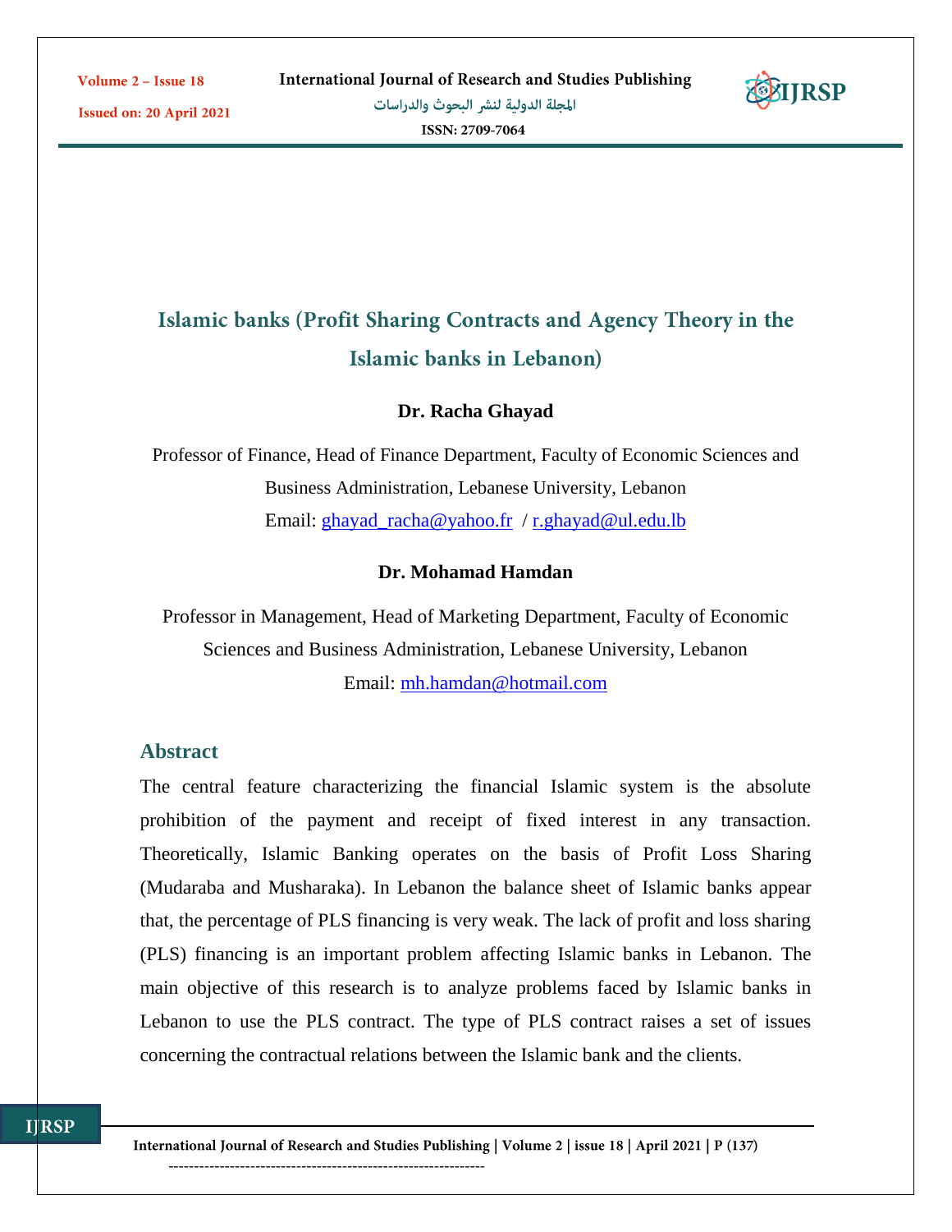# Islamic banks (Profit Sharing Contracts and Agency Theory in the Islamic banks in Lebanon)

**Dr. Racha Ghayad**

Professor of Finance, Head of Finance Department, Faculty of Economic Sciences and Business Administration, Lebanese University, Lebanon

Email: ghayad_racha@yahoo.fr / r.ghayad@ul.edu.lb

**Dr. Mohamad Hamdan**

Professor in Management, Head of Marketing Department, Faculty of Economic Sciences and Business Administration, Lebanese University, Lebanon

Email: mh.hamdan@hotmail.com

## Abstract

The central feature characterizing the financial Islamic system is the absolute prohibition of the payment and receipt of fixed interest in any transaction. Theoretically, Islamic Banking operates on the basis of Profit Loss Sharing (Mudaraba and Musharaka). In Lebanon the balance sheet of Islamic banks appear that, the percentage of PLS financing is very weak. The lack of profit and loss sharing (PLS) financing is an important problem affecting Islamic banks in Lebanon. The main objective of this research is to analyze problems faced by Islamic banks in Lebanon to use the PLS contract. The type of PLS contract raises a set of issues concerning the contractual relations between the Islamic bank and the clients.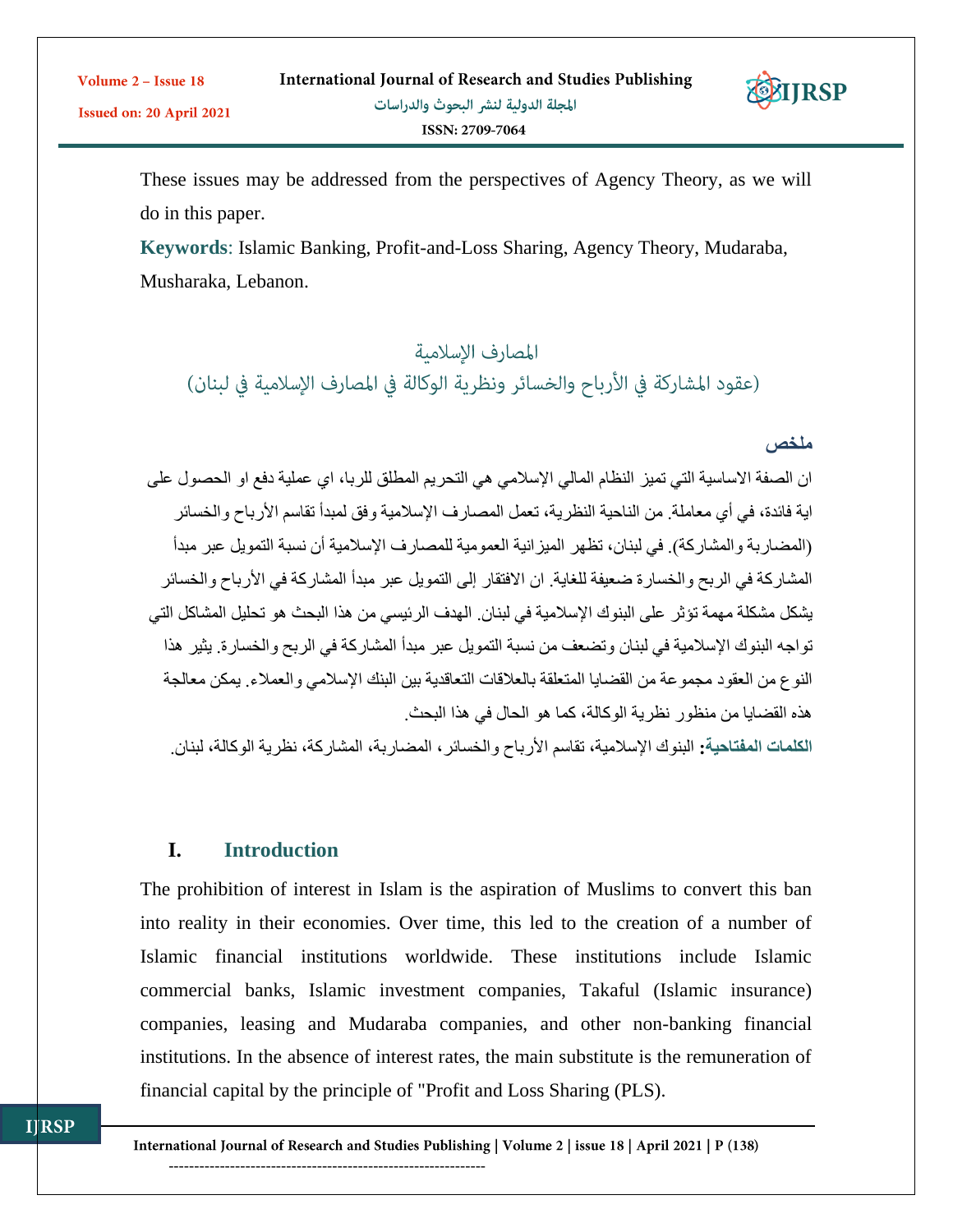These issues may be addressed from the perspectives of Agency Theory, as we will do in this paper.

**Keywords**: Islamic Banking, Profit-and-Loss Sharing, Agency Theory, Mudaraba, Musharaka, Lebanon.

## المصارف الإسلامية
## (عقود المشاركة في الأرباح والخسائر ونظرية الوكالة في المصارف الإسلامية في لبنان)

### ملخص

ان الصفة الاساسية التي تميز النظام المالي الإسلامي هي التحريم المطلق للربا، اي عملية دفع او الحصول على اية فائدة، في أي معاملة. من الناحية النظرية، تعمل المصارف الإسلامية وفق لمبدأ تقاسم الأرباح والخسائر (المضاربة والمشاركة). في لبنان، تظهر الميزانية العمومية للمصارف الإسلامية أن نسبة التمويل عبر مبدأ المشاركة في الربح والخسارة ضعيفة للغاية. ان الافتقار إلى التمويل عبر مبدأ المشاركة في الأرباح والخسائر يشكل مشكلة مهمة تؤثر على البنوك الإسلامية في لبنان. الهدف الرئيسي من هذا البحث هو تحليل المشاكل التي تواجه البنوك الإسلامية في لبنان وتضعف من نسبة التمويل عبر مبدأ المشاركة في الربح والخسارة. يثير هذا النوع من العقود مجموعة من القضايا المتعلقة بالعلاقات التعاقدية بين البنك الإسلامي والعملاء. يمكن معالجة هذه القضايا من منظور نظرية الوكالة، كما هو الحال في هذا البحث.

**الكلمات المفتاحية:** البنوك الإسلامية، تقاسم الأرباح والخسائر، المضاربة، المشاركة، نظرية الوكالة، لبنان.

## I. Introduction

The prohibition of interest in Islam is the aspiration of Muslims to convert this ban into reality in their economies. Over time, this led to the creation of a number of Islamic financial institutions worldwide. These institutions include Islamic commercial banks, Islamic investment companies, Takaful (Islamic insurance) companies, leasing and Mudaraba companies, and other non-banking financial institutions. In the absence of interest rates, the main substitute is the remuneration of financial capital by the principle of "Profit and Loss Sharing (PLS).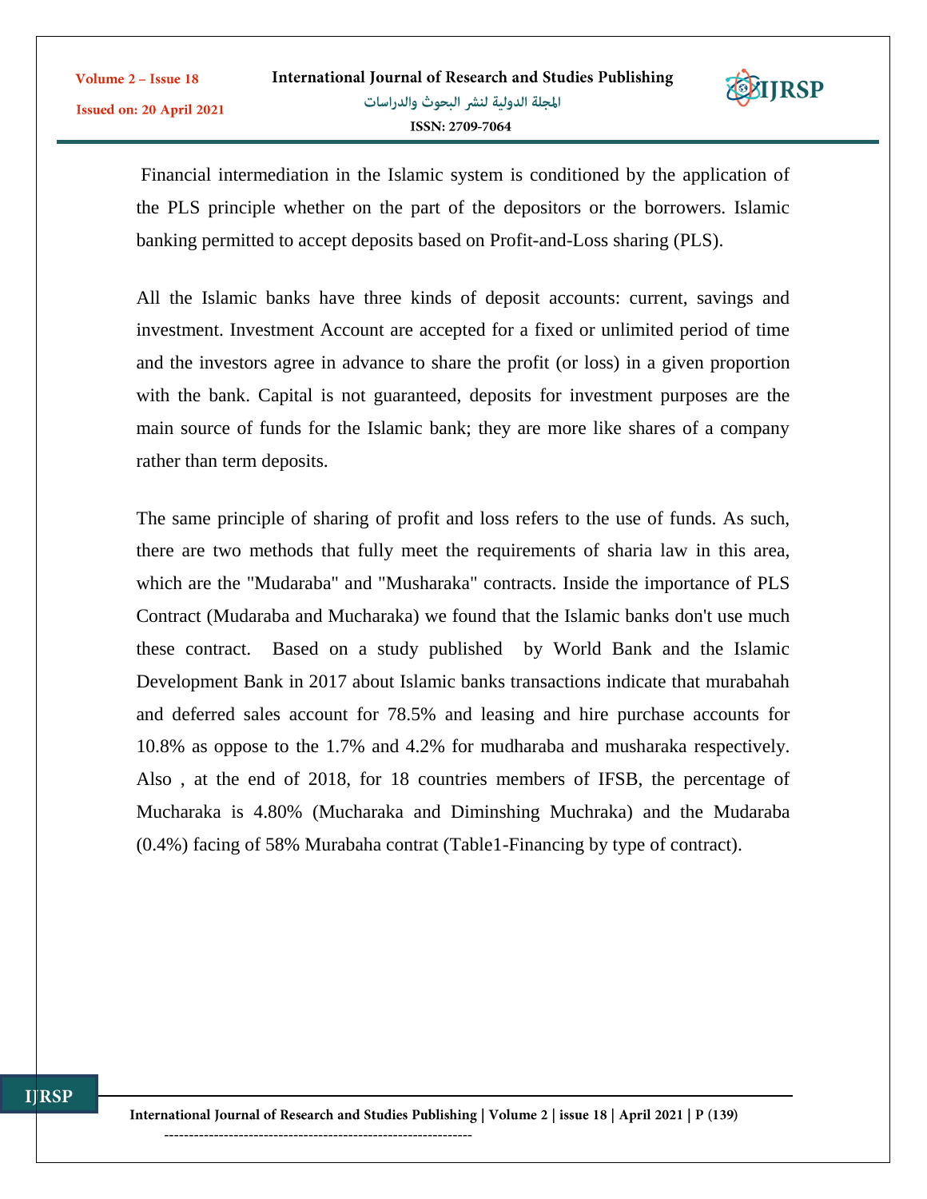Financial intermediation in the Islamic system is conditioned by the application of the PLS principle whether on the part of the depositors or the borrowers. Islamic banking permitted to accept deposits based on Profit-and-Loss sharing (PLS).

All the Islamic banks have three kinds of deposit accounts: current, savings and investment. Investment Account are accepted for a fixed or unlimited period of time and the investors agree in advance to share the profit (or loss) in a given proportion with the bank. Capital is not guaranteed, deposits for investment purposes are the main source of funds for the Islamic bank; they are more like shares of a company rather than term deposits.

The same principle of sharing of profit and loss refers to the use of funds. As such, there are two methods that fully meet the requirements of sharia law in this area, which are the "Mudaraba" and "Musharaka" contracts. Inside the importance of PLS Contract (Mudaraba and Mucharaka) we found that the Islamic banks don't use much these contract. Based on a study published by World Bank and the Islamic Development Bank in 2017 about Islamic banks transactions indicate that murabahah and deferred sales account for 78.5% and leasing and hire purchase accounts for 10.8% as oppose to the 1.7% and 4.2% for mudharaba and musharaka respectively. Also , at the end of 2018, for 18 countries members of IFSB, the percentage of Mucharaka is 4.80% (Mucharaka and Diminshing Muchraka) and the Mudaraba (0.4%) facing of 58% Murabaha contrat (Table1-Financing by type of contract).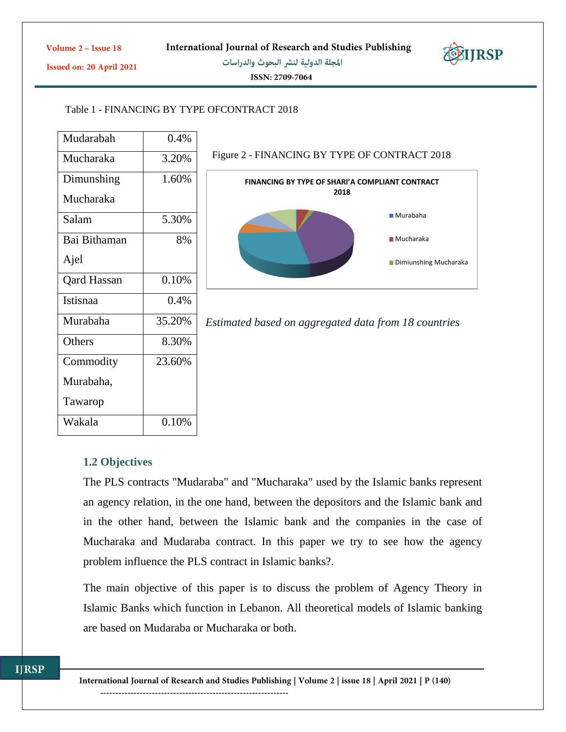Table 1 - FINANCING BY TYPE OFCONTRACT 2018

| Mudarabah | 0.4% |
|---|---|
| Mucharaka | 3.20% |
| Dimunshing Mucharaka | 1.60% |
| Salam | 5.30% |
| Bai Bithaman Ajel | 8% |
| Qard Hassan | 0.10% |
| Istisnaa | 0.4% |
| Murabaha | 35.20% |
| Others | 8.30% |
| Commodity Murabaha, Tawarop | 23.60% |
| Wakala | 0.10% |

Figure 2 - FINANCING BY TYPE OF CONTRACT 2018

*Estimated based on aggregated data from 18 countries*

### 1.2 Objectives

The PLS contracts "Mudaraba" and "Mucharaka" used by the Islamic banks represent an agency relation, in the one hand, between the depositors and the Islamic bank and in the other hand, between the Islamic bank and the companies in the case of Mucharaka and Mudaraba contract. In this paper we try to see how the agency problem influence the PLS contract in Islamic banks?.

The main objective of this paper is to discuss the problem of Agency Theory in Islamic Banks which function in Lebanon. All theoretical models of Islamic banking are based on Mudaraba or Mucharaka or both.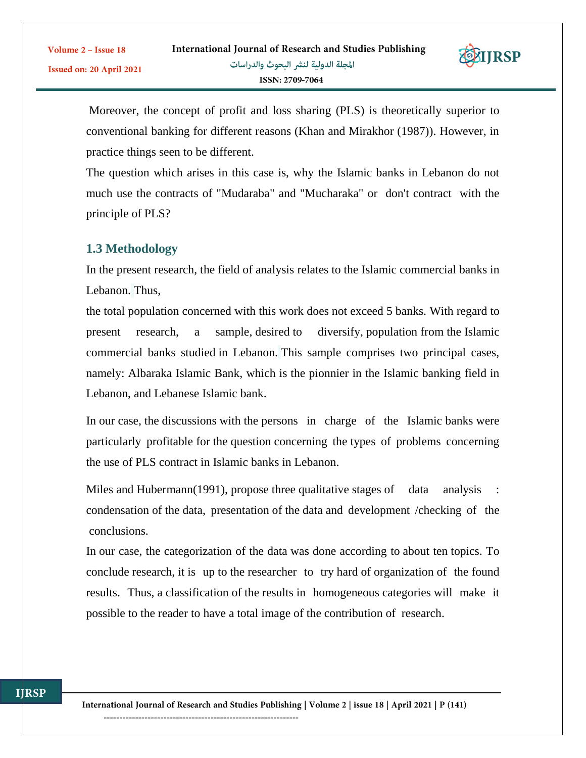Moreover, the concept of profit and loss sharing (PLS) is theoretically superior to conventional banking for different reasons (Khan and Mirakhor (1987)). However, in practice things seen to be different.

The question which arises in this case is, why the Islamic banks in Lebanon do not much use the contracts of "Mudaraba" and "Mucharaka" or don't contract with the principle of PLS?

### 1.3 Methodology

In the present research, the field of analysis relates to the Islamic commercial banks in Lebanon. Thus,

the total population concerned with this work does not exceed 5 banks. With regard to present research, a sample, desired to diversify, population from the Islamic commercial banks studied in Lebanon. This sample comprises two principal cases, namely: Albaraka Islamic Bank, which is the pionnier in the Islamic banking field in Lebanon, and Lebanese Islamic bank.

In our case, the discussions with the persons in charge of the Islamic banks were particularly profitable for the question concerning the types of problems concerning the use of PLS contract in Islamic banks in Lebanon.

Miles and Hubermann(1991), propose three qualitative stages of data analysis : condensation of the data, presentation of the data and development /checking of the conclusions.

In our case, the categorization of the data was done according to about ten topics. To conclude research, it is up to the researcher to try hard of organization of the found results. Thus, a classification of the results in homogeneous categories will make it possible to the reader to have a total image of the contribution of research.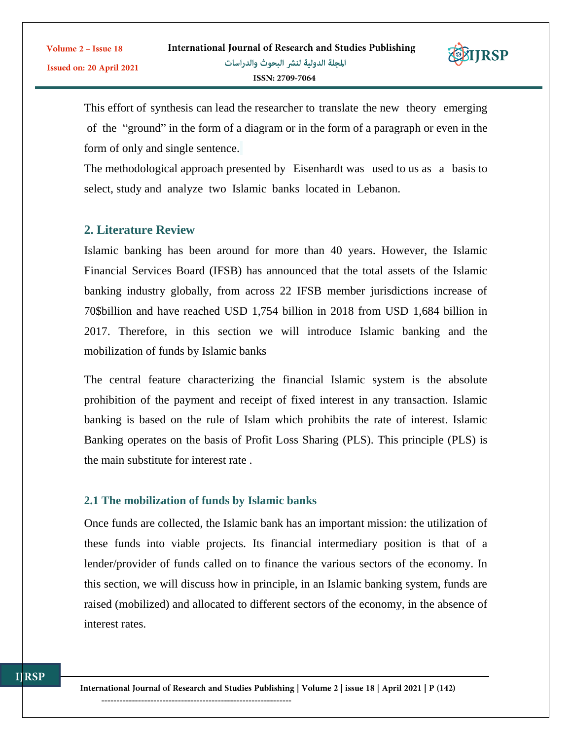This effort of synthesis can lead the researcher to translate the new theory emerging of the "ground" in the form of a diagram or in the form of a paragraph or even in the form of only and single sentence.

The methodological approach presented by Eisenhardt was used to us as a basis to select, study and analyze two Islamic banks located in Lebanon.

## 2. Literature Review

Islamic banking has been around for more than 40 years. However, the Islamic Financial Services Board (IFSB) has announced that the total assets of the Islamic banking industry globally, from across 22 IFSB member jurisdictions increase of 70$billion and have reached USD 1,754 billion in 2018 from USD 1,684 billion in 2017. Therefore, in this section we will introduce Islamic banking and the mobilization of funds by Islamic banks

The central feature characterizing the financial Islamic system is the absolute prohibition of the payment and receipt of fixed interest in any transaction. Islamic banking is based on the rule of Islam which prohibits the rate of interest. Islamic Banking operates on the basis of Profit Loss Sharing (PLS). This principle (PLS) is the main substitute for interest rate .

### 2.1 The mobilization of funds by Islamic banks

Once funds are collected, the Islamic bank has an important mission: the utilization of these funds into viable projects. Its financial intermediary position is that of a lender/provider of funds called on to finance the various sectors of the economy. In this section, we will discuss how in principle, in an Islamic banking system, funds are raised (mobilized) and allocated to different sectors of the economy, in the absence of interest rates.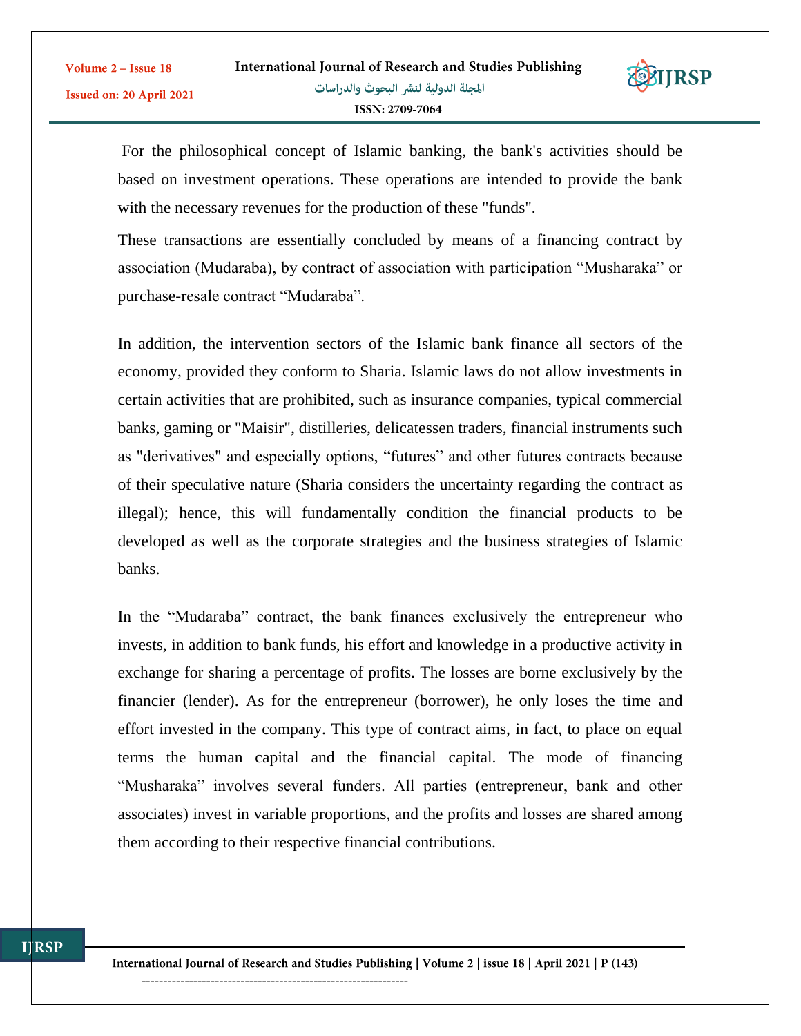For the philosophical concept of Islamic banking, the bank's activities should be based on investment operations. These operations are intended to provide the bank with the necessary revenues for the production of these "funds".

These transactions are essentially concluded by means of a financing contract by association (Mudaraba), by contract of association with participation “Musharaka” or purchase-resale contract “Mudaraba”.

In addition, the intervention sectors of the Islamic bank finance all sectors of the economy, provided they conform to Sharia. Islamic laws do not allow investments in certain activities that are prohibited, such as insurance companies, typical commercial banks, gaming or "Maisir", distilleries, delicatessen traders, financial instruments such as "derivatives" and especially options, “futures” and other futures contracts because of their speculative nature (Sharia considers the uncertainty regarding the contract as illegal); hence, this will fundamentally condition the financial products to be developed as well as the corporate strategies and the business strategies of Islamic banks.

In the “Mudaraba” contract, the bank finances exclusively the entrepreneur who invests, in addition to bank funds, his effort and knowledge in a productive activity in exchange for sharing a percentage of profits. The losses are borne exclusively by the financier (lender). As for the entrepreneur (borrower), he only loses the time and effort invested in the company. This type of contract aims, in fact, to place on equal terms the human capital and the financial capital. The mode of financing “Musharaka” involves several funders. All parties (entrepreneur, bank and other associates) invest in variable proportions, and the profits and losses are shared among them according to their respective financial contributions.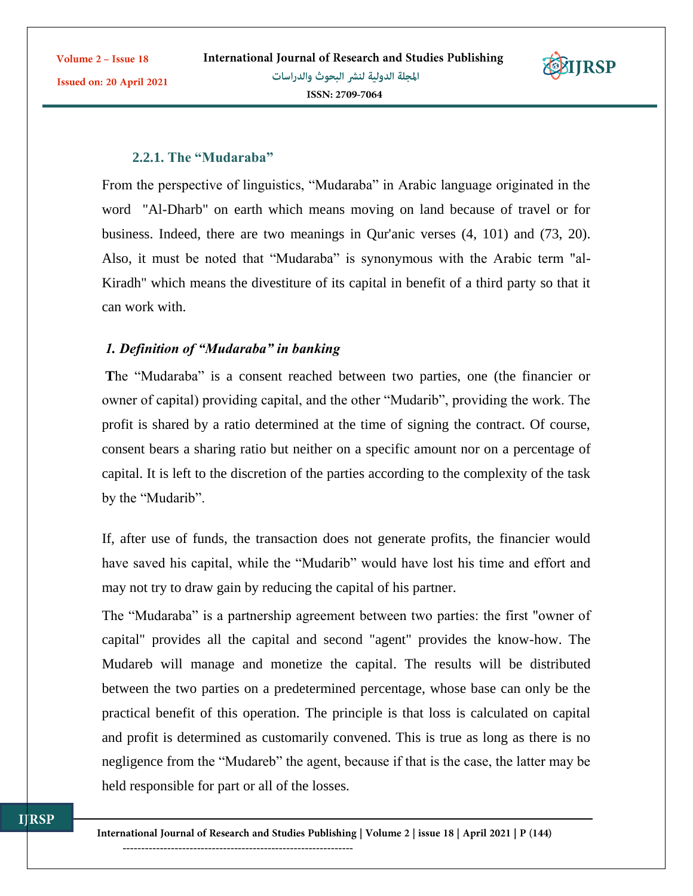### 2.2.1. The "Mudaraba"

From the perspective of linguistics, "Mudaraba" in Arabic language originated in the word "Al-Dharb" on earth which means moving on land because of travel or for business. Indeed, there are two meanings in Qur'anic verses (4, 101) and (73, 20). Also, it must be noted that "Mudaraba" is synonymous with the Arabic term "al-Kiradh" which means the divestiture of its capital in benefit of a third party so that it can work with.

***1. Definition of "Mudaraba" in banking***

**T**he "Mudaraba" is a consent reached between two parties, one (the financier or owner of capital) providing capital, and the other "Mudarib", providing the work. The profit is shared by a ratio determined at the time of signing the contract. Of course, consent bears a sharing ratio but neither on a specific amount nor on a percentage of capital. It is left to the discretion of the parties according to the complexity of the task by the "Mudarib".

If, after use of funds, the transaction does not generate profits, the financier would have saved his capital, while the "Mudarib" would have lost his time and effort and may not try to draw gain by reducing the capital of his partner.

The "Mudaraba" is a partnership agreement between two parties: the first "owner of capital" provides all the capital and second "agent" provides the know-how. The Mudareb will manage and monetize the capital. The results will be distributed between the two parties on a predetermined percentage, whose base can only be the practical benefit of this operation. The principle is that loss is calculated on capital and profit is determined as customarily convened. This is true as long as there is no negligence from the "Mudareb" the agent, because if that is the case, the latter may be held responsible for part or all of the losses.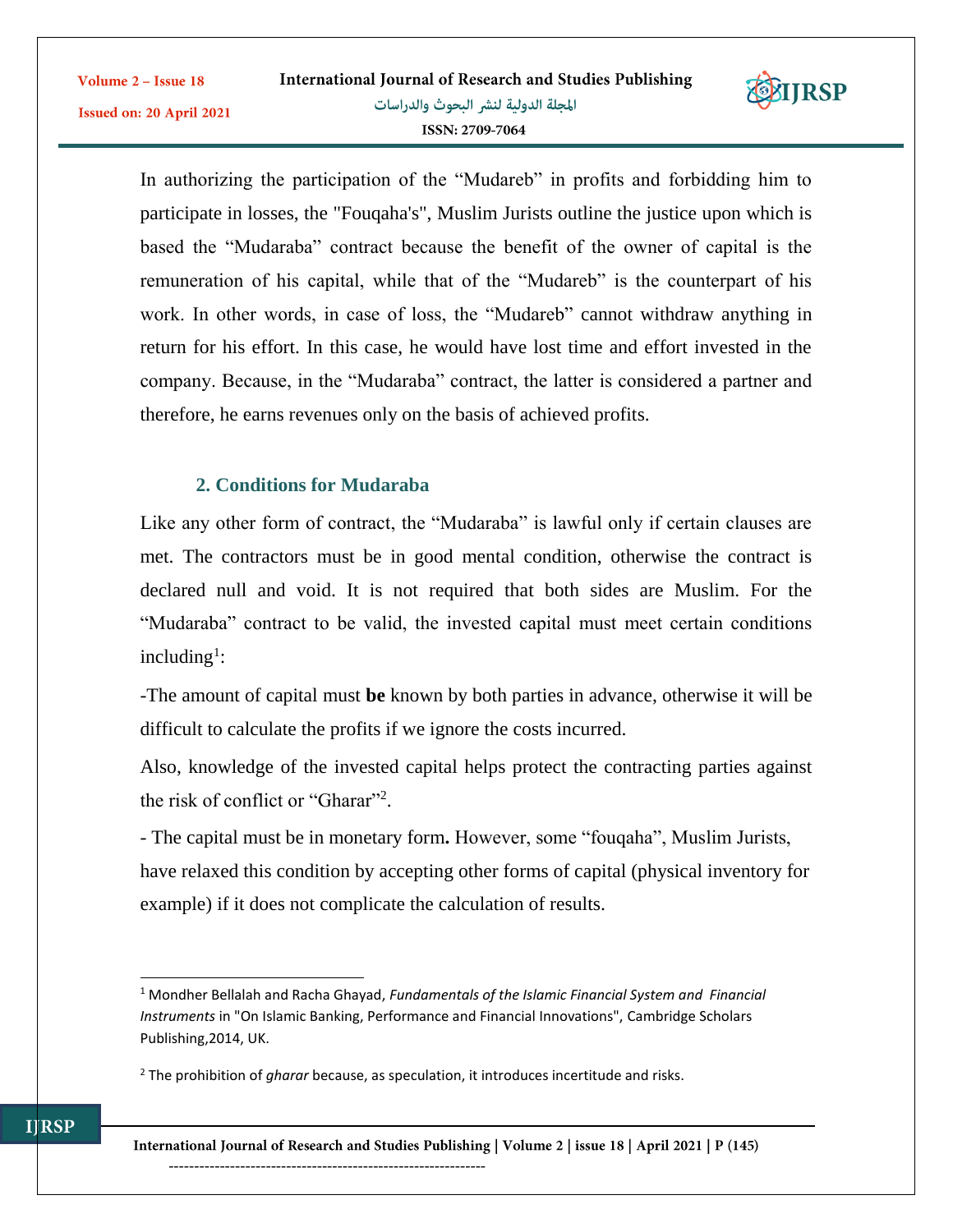In authorizing the participation of the “Mudareb” in profits and forbidding him to participate in losses, the "Fouqaha's", Muslim Jurists outline the justice upon which is based the “Mudaraba” contract because the benefit of the owner of capital is the remuneration of his capital, while that of the “Mudareb” is the counterpart of his work. In other words, in case of loss, the “Mudareb” cannot withdraw anything in return for his effort. In this case, he would have lost time and effort invested in the company. Because, in the “Mudaraba” contract, the latter is considered a partner and therefore, he earns revenues only on the basis of achieved profits.

## 2. Conditions for Mudaraba

Like any other form of contract, the “Mudaraba” is lawful only if certain clauses are met. The contractors must be in good mental condition, otherwise the contract is declared null and void. It is not required that both sides are Muslim. For the “Mudaraba” contract to be valid, the invested capital must meet certain conditions including[1]:

-The amount of capital must **be** known by both parties in advance, otherwise it will be difficult to calculate the profits if we ignore the costs incurred.

Also, knowledge of the invested capital helps protect the contracting parties against the risk of conflict or “Gharar”[2].

- The capital must be in monetary form**.** However, some “fouqaha”, Muslim Jurists, have relaxed this condition by accepting other forms of capital (physical inventory for example) if it does not complicate the calculation of results.

---

[1] Mondher Bellalah and Racha Ghayad, *Fundamentals of the Islamic Financial System and Financial Instruments* in "On Islamic Banking, Performance and Financial Innovations", Cambridge Scholars Publishing,2014, UK.

[2] The prohibition of *gharar* because, as speculation, it introduces incertitude and risks.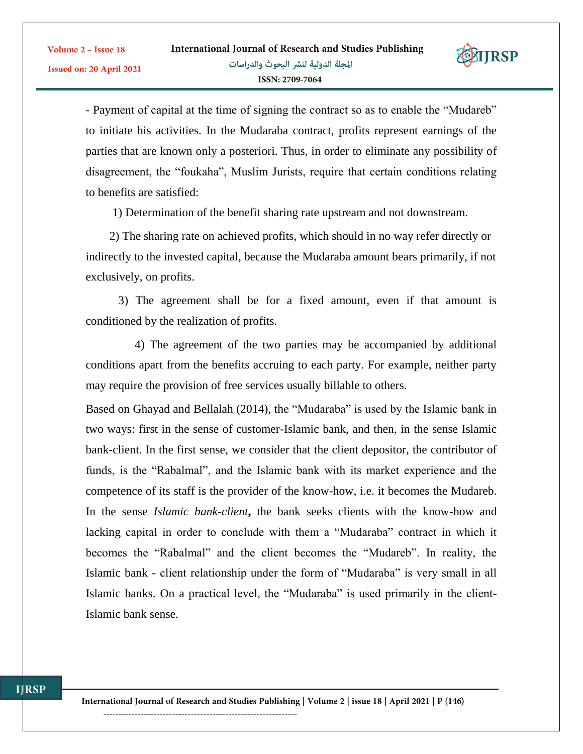- Payment of capital at the time of signing the contract so as to enable the “Mudareb” to initiate his activities. In the Mudaraba contract, profits represent earnings of the parties that are known only a posteriori. Thus, in order to eliminate any possibility of disagreement, the “foukaha”, Muslim Jurists, require that certain conditions relating to benefits are satisfied:

1) Determination of the benefit sharing rate upstream and not downstream.

2) The sharing rate on achieved profits, which should in no way refer directly or indirectly to the invested capital, because the Mudaraba amount bears primarily, if not exclusively, on profits.

3) The agreement shall be for a fixed amount, even if that amount is conditioned by the realization of profits.

4) The agreement of the two parties may be accompanied by additional conditions apart from the benefits accruing to each party. For example, neither party may require the provision of free services usually billable to others.

Based on Ghayad and Bellalah (2014), the “Mudaraba” is used by the Islamic bank in two ways: first in the sense of customer-Islamic bank, and then, in the sense Islamic bank-client. In the first sense, we consider that the client depositor, the contributor of funds, is the “Rabalmal”, and the Islamic bank with its market experience and the competence of its staff is the provider of the know-how, i.e. it becomes the Mudareb. In the sense *Islamic bank-client***,** the bank seeks clients with the know-how and lacking capital in order to conclude with them a “Mudaraba” contract in which it becomes the “Rabalmal” and the client becomes the “Mudareb”. In reality, the Islamic bank - client relationship under the form of “Mudaraba” is very small in all Islamic banks. On a practical level, the “Mudaraba” is used primarily in the client-Islamic bank sense.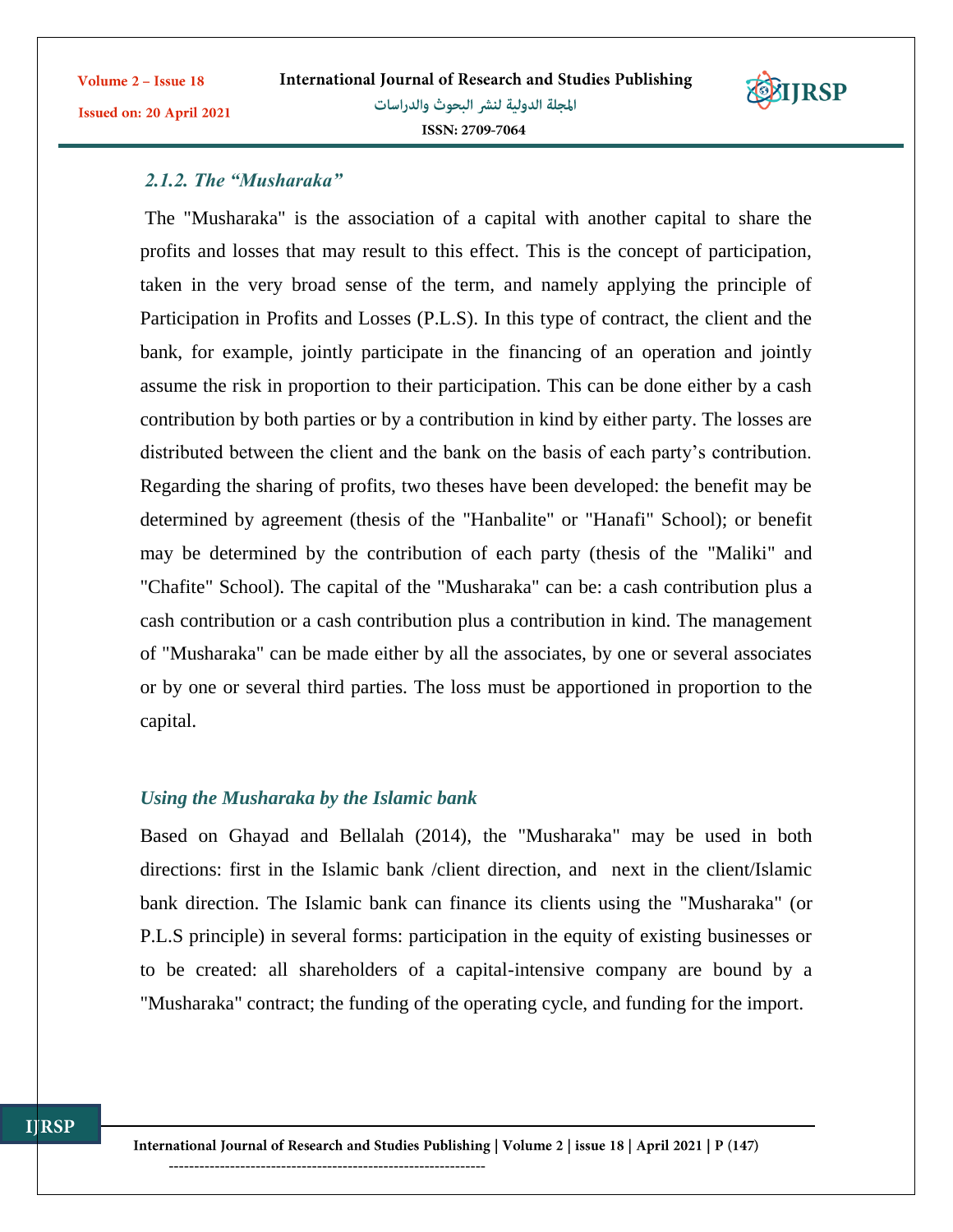### 2.1.2. The “Musharaka”

The "Musharaka" is the association of a capital with another capital to share the profits and losses that may result to this effect. This is the concept of participation, taken in the very broad sense of the term, and namely applying the principle of Participation in Profits and Losses (P.L.S). In this type of contract, the client and the bank, for example, jointly participate in the financing of an operation and jointly assume the risk in proportion to their participation. This can be done either by a cash contribution by both parties or by a contribution in kind by either party. The losses are distributed between the client and the bank on the basis of each party’s contribution. Regarding the sharing of profits, two theses have been developed: the benefit may be determined by agreement (thesis of the "Hanbalite" or "Hanafi" School); or benefit may be determined by the contribution of each party (thesis of the "Maliki" and "Chafite" School). The capital of the "Musharaka" can be: a cash contribution plus a cash contribution or a cash contribution plus a contribution in kind. The management of "Musharaka" can be made either by all the associates, by one or several associates or by one or several third parties. The loss must be apportioned in proportion to the capital.

#### Using the Musharaka by the Islamic bank

Based on Ghayad and Bellalah (2014), the "Musharaka" may be used in both directions: first in the Islamic bank /client direction, and next in the client/Islamic bank direction. The Islamic bank can finance its clients using the "Musharaka" (or P.L.S principle) in several forms: participation in the equity of existing businesses or to be created: all shareholders of a capital-intensive company are bound by a "Musharaka" contract; the funding of the operating cycle, and funding for the import.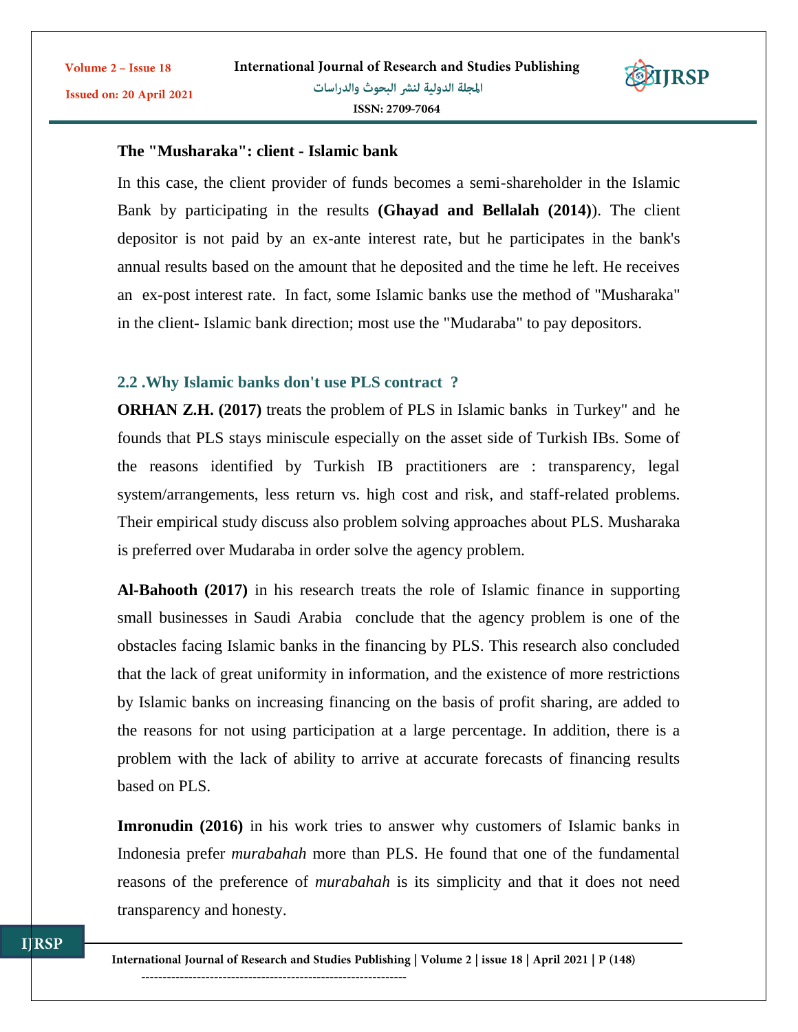**The "Musharaka": client - Islamic bank**

In this case, the client provider of funds becomes a semi-shareholder in the Islamic Bank by participating in the results **(Ghayad and Bellalah (2014)**). The client depositor is not paid by an ex-ante interest rate, but he participates in the bank's annual results based on the amount that he deposited and the time he left. He receives an ex-post interest rate. In fact, some Islamic banks use the method of "Musharaka" in the client- Islamic bank direction; most use the "Mudaraba" to pay depositors.

## 2.2 .Why Islamic banks don't use PLS contract ?

**ORHAN Z.H. (2017)** treats the problem of PLS in Islamic banks in Turkey" and he founds that PLS stays miniscule especially on the asset side of Turkish IBs. Some of the reasons identified by Turkish IB practitioners are : transparency, legal system/arrangements, less return vs. high cost and risk, and staff-related problems. Their empirical study discuss also problem solving approaches about PLS. Musharaka is preferred over Mudaraba in order solve the agency problem.

**Al-Bahooth (2017)** in his research treats the role of Islamic finance in supporting small businesses in Saudi Arabia conclude that the agency problem is one of the obstacles facing Islamic banks in the financing by PLS. This research also concluded that the lack of great uniformity in information, and the existence of more restrictions by Islamic banks on increasing financing on the basis of profit sharing, are added to the reasons for not using participation at a large percentage. In addition, there is a problem with the lack of ability to arrive at accurate forecasts of financing results based on PLS.

**Imronudin (2016)** in his work tries to answer why customers of Islamic banks in Indonesia prefer *murabahah* more than PLS. He found that one of the fundamental reasons of the preference of *murabahah* is its simplicity and that it does not need transparency and honesty.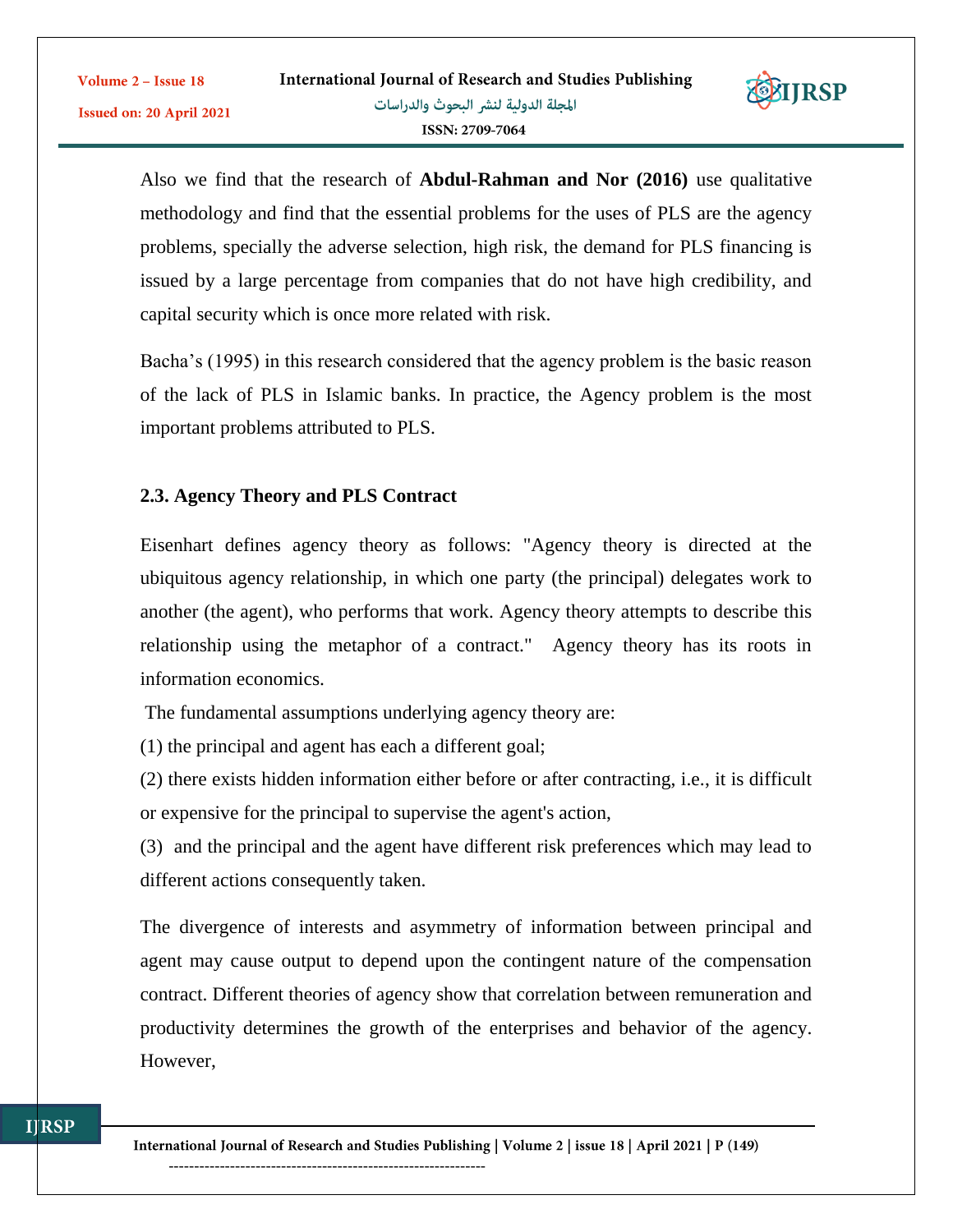Also we find that the research of **Abdul-Rahman and Nor (2016)** use qualitative methodology and find that the essential problems for the uses of PLS are the agency problems, specially the adverse selection, high risk, the demand for PLS financing is issued by a large percentage from companies that do not have high credibility, and capital security which is once more related with risk.

Bacha's (1995) in this research considered that the agency problem is the basic reason of the lack of PLS in Islamic banks. In practice, the Agency problem is the most important problems attributed to PLS.

### 2.3. Agency Theory and PLS Contract

Eisenhart defines agency theory as follows: "Agency theory is directed at the ubiquitous agency relationship, in which one party (the principal) delegates work to another (the agent), who performs that work. Agency theory attempts to describe this relationship using the metaphor of a contract." Agency theory has its roots in information economics.

The fundamental assumptions underlying agency theory are:

(1) the principal and agent has each a different goal;

(2) there exists hidden information either before or after contracting, i.e., it is difficult or expensive for the principal to supervise the agent's action,

(3) and the principal and the agent have different risk preferences which may lead to different actions consequently taken.

The divergence of interests and asymmetry of information between principal and agent may cause output to depend upon the contingent nature of the compensation contract. Different theories of agency show that correlation between remuneration and productivity determines the growth of the enterprises and behavior of the agency. However,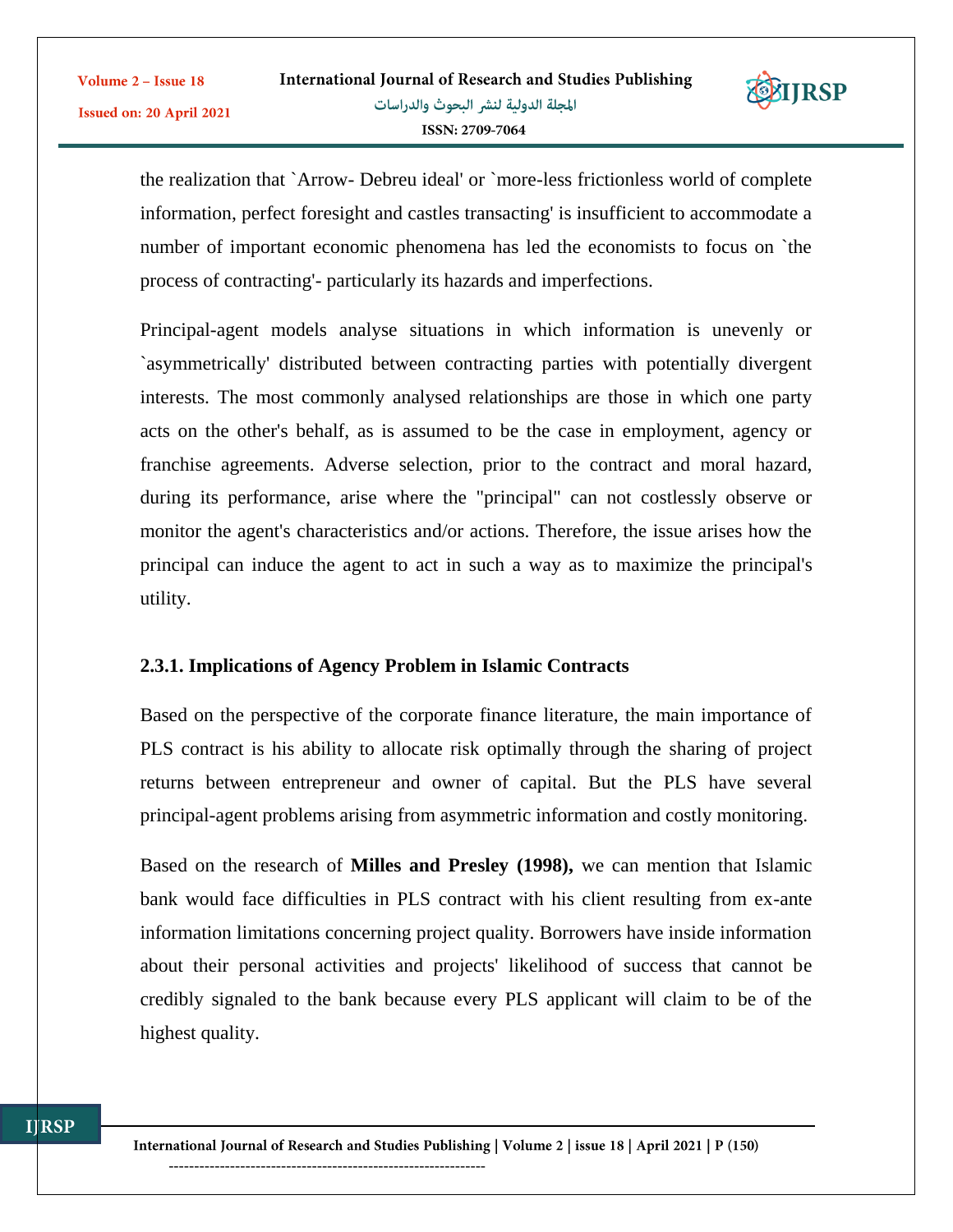the realization that `Arrow- Debreu ideal' or `more-less frictionless world of complete information, perfect foresight and castles transacting' is insufficient to accommodate a number of important economic phenomena has led the economists to focus on `the process of contracting'- particularly its hazards and imperfections.

Principal-agent models analyse situations in which information is unevenly or `asymmetrically' distributed between contracting parties with potentially divergent interests. The most commonly analysed relationships are those in which one party acts on the other's behalf, as is assumed to be the case in employment, agency or franchise agreements. Adverse selection, prior to the contract and moral hazard, during its performance, arise where the "principal" can not costlessly observe or monitor the agent's characteristics and/or actions. Therefore, the issue arises how the principal can induce the agent to act in such a way as to maximize the principal's utility.

### 2.3.1. Implications of Agency Problem in Islamic Contracts

Based on the perspective of the corporate finance literature, the main importance of PLS contract is his ability to allocate risk optimally through the sharing of project returns between entrepreneur and owner of capital. But the PLS have several principal-agent problems arising from asymmetric information and costly monitoring.

Based on the research of **Milles and Presley (1998),** we can mention that Islamic bank would face difficulties in PLS contract with his client resulting from ex-ante information limitations concerning project quality. Borrowers have inside information about their personal activities and projects' likelihood of success that cannot be credibly signaled to the bank because every PLS applicant will claim to be of the highest quality.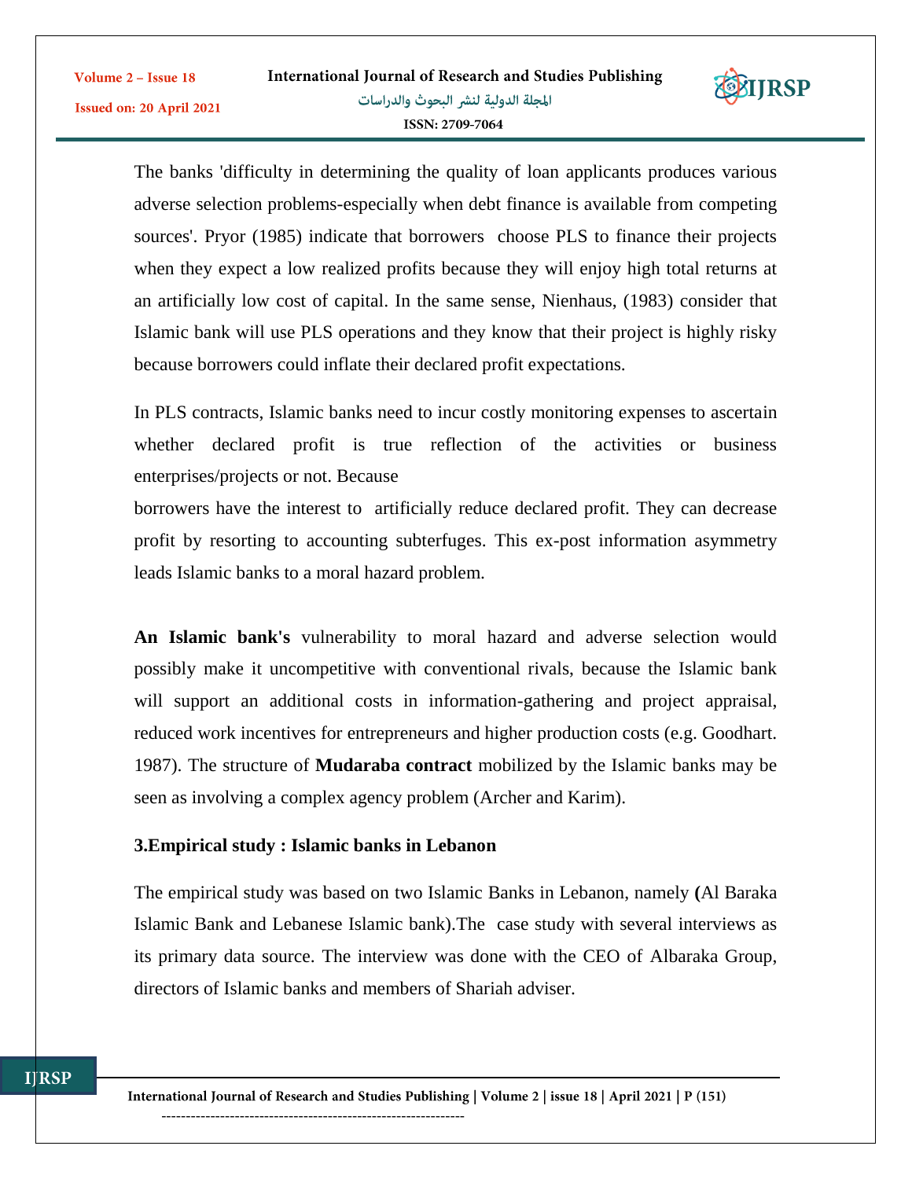The banks 'difficulty in determining the quality of loan applicants produces various adverse selection problems-especially when debt finance is available from competing sources'. Pryor (1985) indicate that borrowers choose PLS to finance their projects when they expect a low realized profits because they will enjoy high total returns at an artificially low cost of capital. In the same sense, Nienhaus, (1983) consider that Islamic bank will use PLS operations and they know that their project is highly risky because borrowers could inflate their declared profit expectations.

In PLS contracts, Islamic banks need to incur costly monitoring expenses to ascertain whether declared profit is true reflection of the activities or business enterprises/projects or not. Because borrowers have the interest to artificially reduce declared profit. They can decrease profit by resorting to accounting subterfuges. This ex-post information asymmetry leads Islamic banks to a moral hazard problem.

**An Islamic bank's** vulnerability to moral hazard and adverse selection would possibly make it uncompetitive with conventional rivals, because the Islamic bank will support an additional costs in information-gathering and project appraisal, reduced work incentives for entrepreneurs and higher production costs (e.g. Goodhart. 1987). The structure of **Mudaraba contract** mobilized by the Islamic banks may be seen as involving a complex agency problem (Archer and Karim).

## 3.Empirical study : Islamic banks in Lebanon

The empirical study was based on two Islamic Banks in Lebanon, namely **(**Al Baraka Islamic Bank and Lebanese Islamic bank).The case study with several interviews as its primary data source. The interview was done with the CEO of Albaraka Group, directors of Islamic banks and members of Shariah adviser.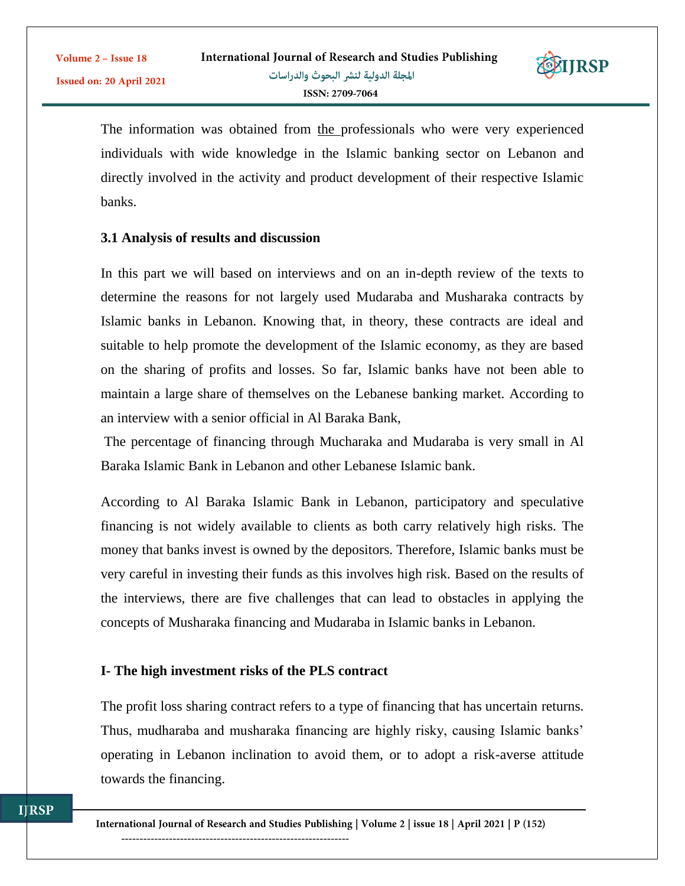The information was obtained from the professionals who were very experienced individuals with wide knowledge in the Islamic banking sector on Lebanon and directly involved in the activity and product development of their respective Islamic banks.

### 3.1 Analysis of results and discussion

In this part we will based on interviews and on an in-depth review of the texts to determine the reasons for not largely used Mudaraba and Musharaka contracts by Islamic banks in Lebanon. Knowing that, in theory, these contracts are ideal and suitable to help promote the development of the Islamic economy, as they are based on the sharing of profits and losses. So far, Islamic banks have not been able to maintain a large share of themselves on the Lebanese banking market. According to an interview with a senior official in Al Baraka Bank,

The percentage of financing through Mucharaka and Mudaraba is very small in Al Baraka Islamic Bank in Lebanon and other Lebanese Islamic bank.

According to Al Baraka Islamic Bank in Lebanon, participatory and speculative financing is not widely available to clients as both carry relatively high risks. The money that banks invest is owned by the depositors. Therefore, Islamic banks must be very careful in investing their funds as this involves high risk. Based on the results of the interviews, there are five challenges that can lead to obstacles in applying the concepts of Musharaka financing and Mudaraba in Islamic banks in Lebanon.

#### I- The high investment risks of the PLS contract

The profit loss sharing contract refers to a type of financing that has uncertain returns. Thus, mudharaba and musharaka financing are highly risky, causing Islamic banks' operating in Lebanon inclination to avoid them, or to adopt a risk-averse attitude towards the financing.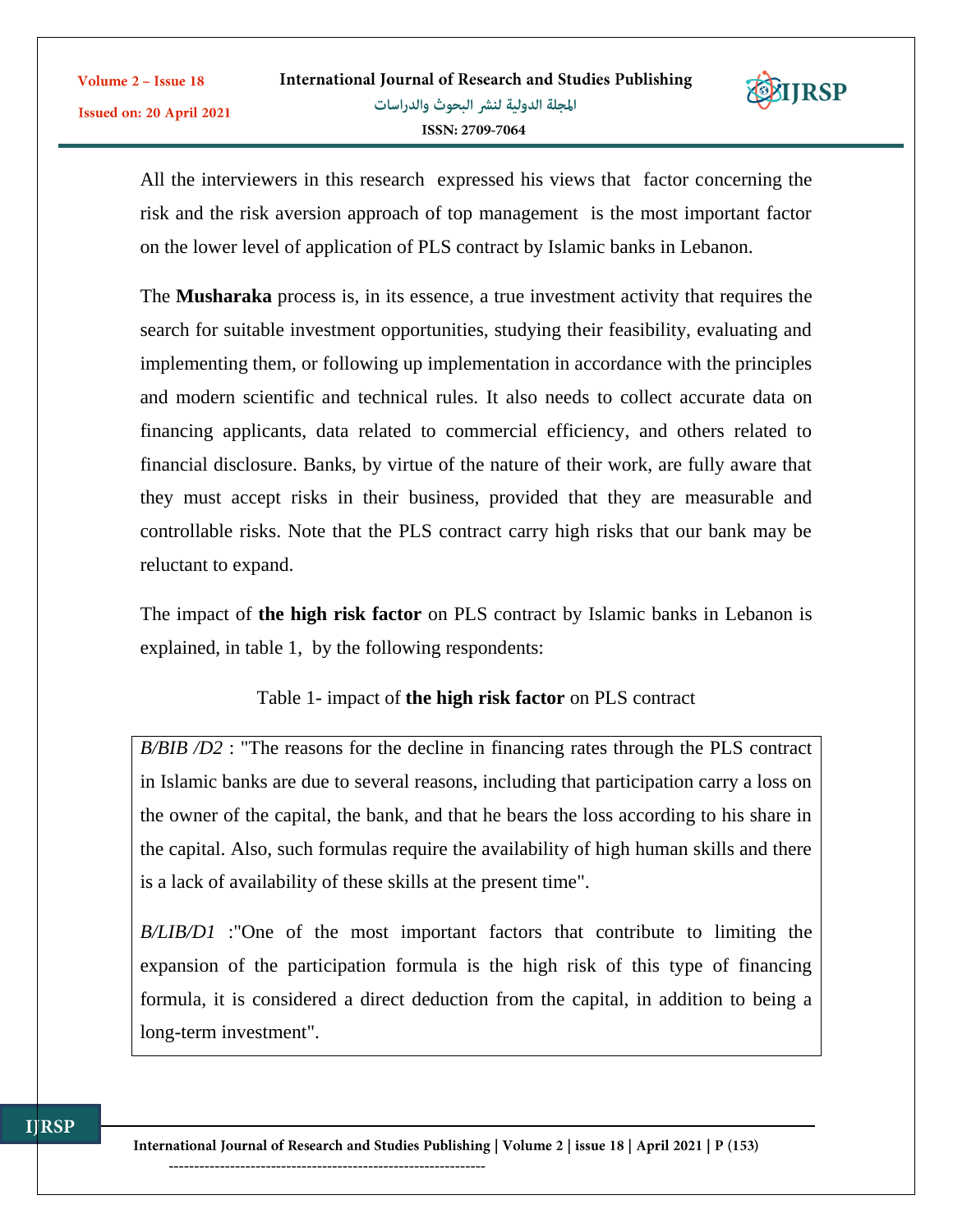All the interviewers in this research expressed his views that factor concerning the risk and the risk aversion approach of top management is the most important factor on the lower level of application of PLS contract by Islamic banks in Lebanon.

The **Musharaka** process is, in its essence, a true investment activity that requires the search for suitable investment opportunities, studying their feasibility, evaluating and implementing them, or following up implementation in accordance with the principles and modern scientific and technical rules. It also needs to collect accurate data on financing applicants, data related to commercial efficiency, and others related to financial disclosure. Banks, by virtue of the nature of their work, are fully aware that they must accept risks in their business, provided that they are measurable and controllable risks. Note that the PLS contract carry high risks that our bank may be reluctant to expand.

The impact of **the high risk factor** on PLS contract by Islamic banks in Lebanon is explained, in table 1, by the following respondents:

Table 1- impact of **the high risk factor** on PLS contract

| |
|---|
| *B/BIB /D2* : "The reasons for the decline in financing rates through the PLS contract in Islamic banks are due to several reasons, including that participation carry a loss on the owner of the capital, the bank, and that he bears the loss according to his share in the capital. Also, such formulas require the availability of high human skills and there is a lack of availability of these skills at the present time". |
| *B/LIB/D1* :"One of the most important factors that contribute to limiting the expansion of the participation formula is the high risk of this type of financing formula, it is considered a direct deduction from the capital, in addition to being a long-term investment". |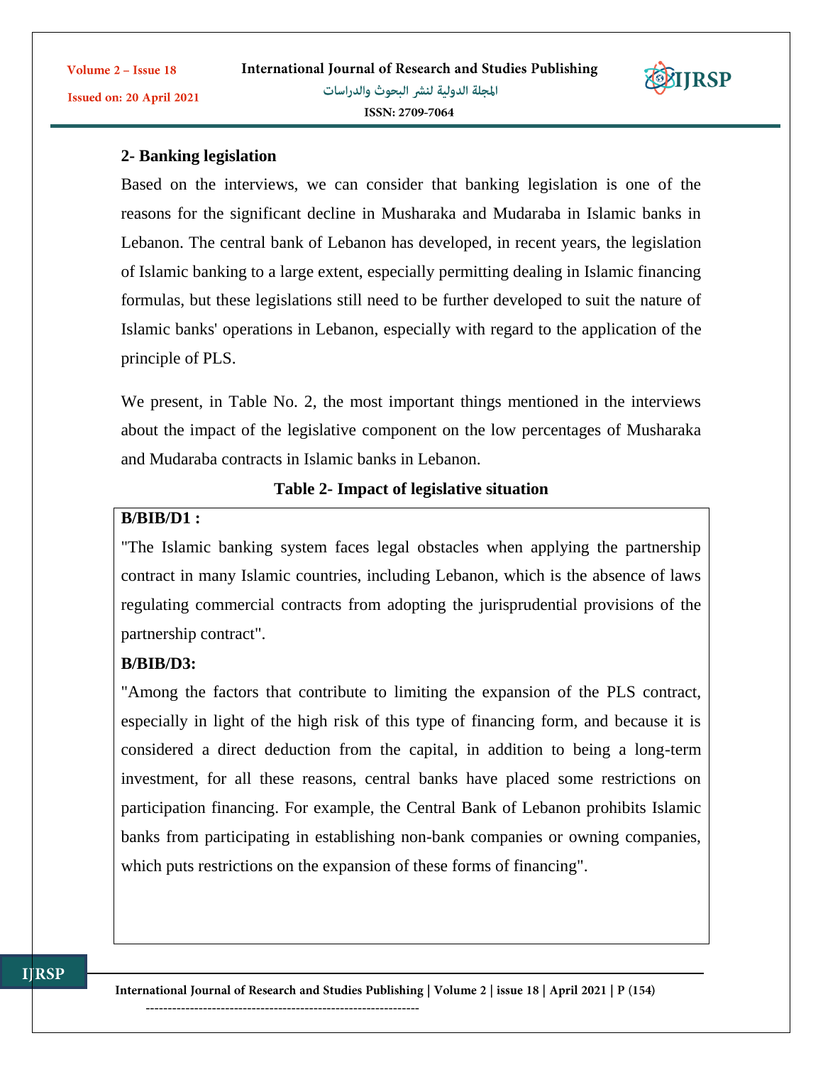## 2- Banking legislation

Based on the interviews, we can consider that banking legislation is one of the reasons for the significant decline in Musharaka and Mudaraba in Islamic banks in Lebanon. The central bank of Lebanon has developed, in recent years, the legislation of Islamic banking to a large extent, especially permitting dealing in Islamic financing formulas, but these legislations still need to be further developed to suit the nature of Islamic banks' operations in Lebanon, especially with regard to the application of the principle of PLS.

We present, in Table No. 2, the most important things mentioned in the interviews about the impact of the legislative component on the low percentages of Musharaka and Mudaraba contracts in Islamic banks in Lebanon.

**Table 2- Impact of legislative situation**

| |
|---|
| **B/BIB/D1 :**<br>"The Islamic banking system faces legal obstacles when applying the partnership contract in many Islamic countries, including Lebanon, which is the absence of laws regulating commercial contracts from adopting the jurisprudential provisions of the partnership contract".<br>**B/BIB/D3:**<br>"Among the factors that contribute to limiting the expansion of the PLS contract, especially in light of the high risk of this type of financing form, and because it is considered a direct deduction from the capital, in addition to being a long-term investment, for all these reasons, central banks have placed some restrictions on participation financing. For example, the Central Bank of Lebanon prohibits Islamic banks from participating in establishing non-bank companies or owning companies, which puts restrictions on the expansion of these forms of financing". |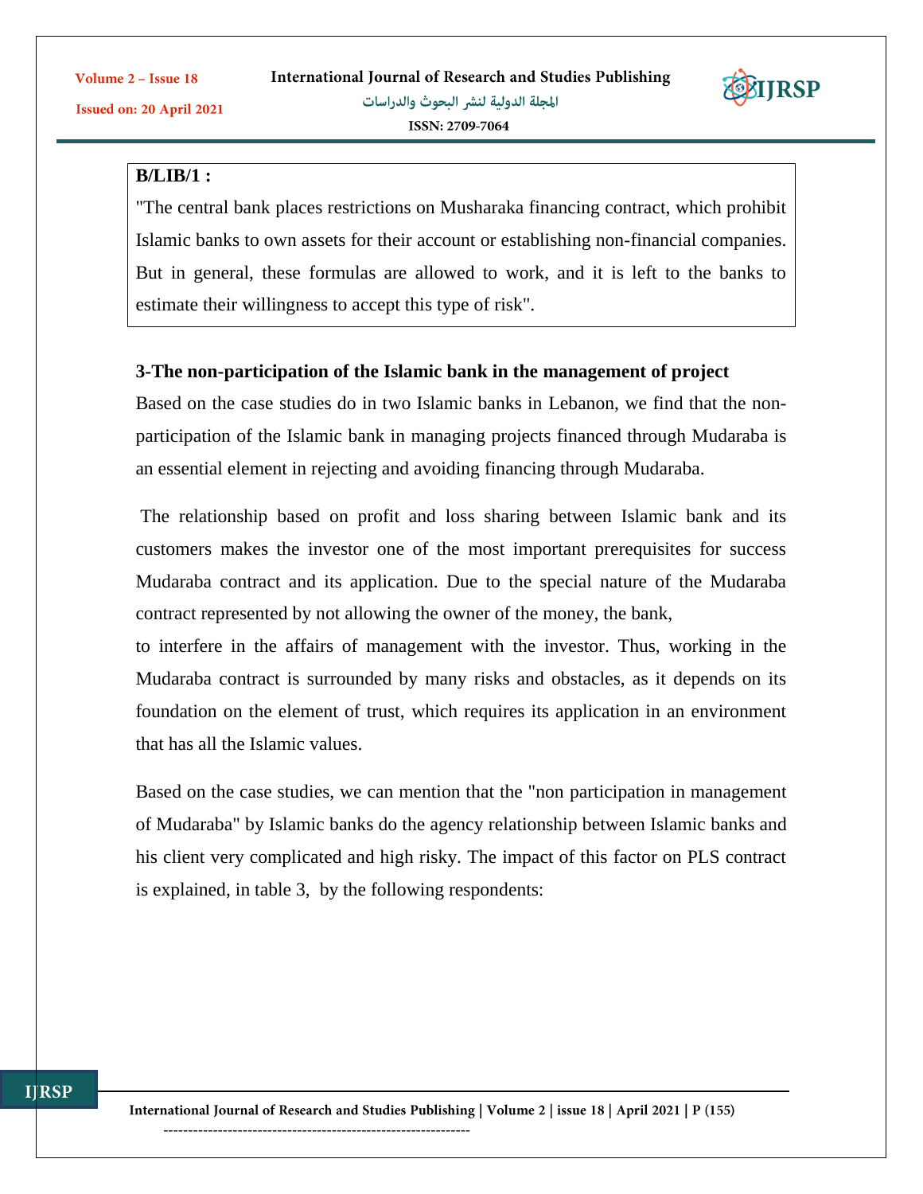**B/LIB/1 :**

"The central bank places restrictions on Musharaka financing contract, which prohibit Islamic banks to own assets for their account or establishing non-financial companies. But in general, these formulas are allowed to work, and it is left to the banks to estimate their willingness to accept this type of risk".

**3-The non-participation of the Islamic bank in the management of project**

Based on the case studies do in two Islamic banks in Lebanon, we find that the non-participation of the Islamic bank in managing projects financed through Mudaraba is an essential element in rejecting and avoiding financing through Mudaraba.

The relationship based on profit and loss sharing between Islamic bank and its customers makes the investor one of the most important prerequisites for success Mudaraba contract and its application. Due to the special nature of the Mudaraba contract represented by not allowing the owner of the money, the bank, to interfere in the affairs of management with the investor. Thus, working in the Mudaraba contract is surrounded by many risks and obstacles, as it depends on its foundation on the element of trust, which requires its application in an environment that has all the Islamic values.

Based on the case studies, we can mention that the "non participation in management of Mudaraba" by Islamic banks do the agency relationship between Islamic banks and his client very complicated and high risky. The impact of this factor on PLS contract is explained, in table 3, by the following respondents: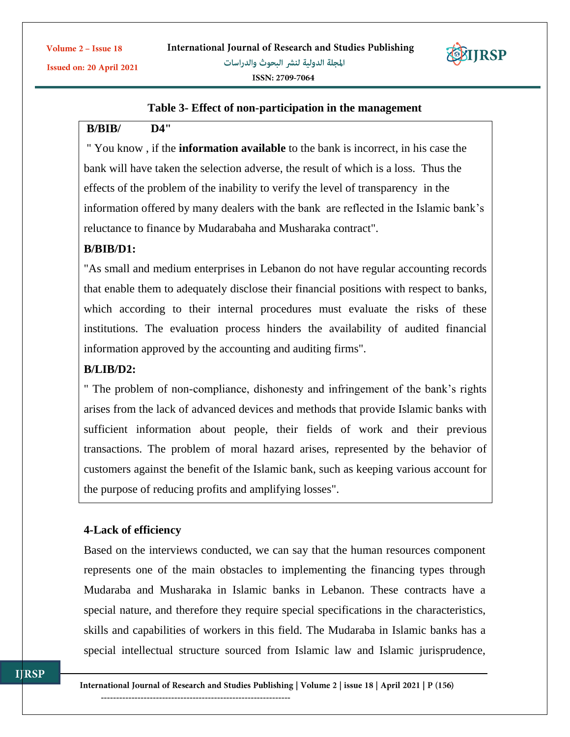**Table 3- Effect of non-participation in the management**

**B/BIB/ D4"**

" You know , if the **information available** to the bank is incorrect, in his case the bank will have taken the selection adverse, the result of which is a loss. Thus the effects of the problem of the inability to verify the level of transparency in the information offered by many dealers with the bank are reflected in the Islamic bank's reluctance to finance by Mudarabaha and Musharaka contract".

**B/BIB/D1:**

"As small and medium enterprises in Lebanon do not have regular accounting records that enable them to adequately disclose their financial positions with respect to banks, which according to their internal procedures must evaluate the risks of these institutions. The evaluation process hinders the availability of audited financial information approved by the accounting and auditing firms".

**B/LIB/D2:**

" The problem of non-compliance, dishonesty and infringement of the bank's rights arises from the lack of advanced devices and methods that provide Islamic banks with sufficient information about people, their fields of work and their previous transactions. The problem of moral hazard arises, represented by the behavior of customers against the benefit of the Islamic bank, such as keeping various account for the purpose of reducing profits and amplifying losses".

**4-Lack of efficiency**

Based on the interviews conducted, we can say that the human resources component represents one of the main obstacles to implementing the financing types through Mudaraba and Musharaka in Islamic banks in Lebanon. These contracts have a special nature, and therefore they require special specifications in the characteristics, skills and capabilities of workers in this field. The Mudaraba in Islamic banks has a special intellectual structure sourced from Islamic law and Islamic jurisprudence,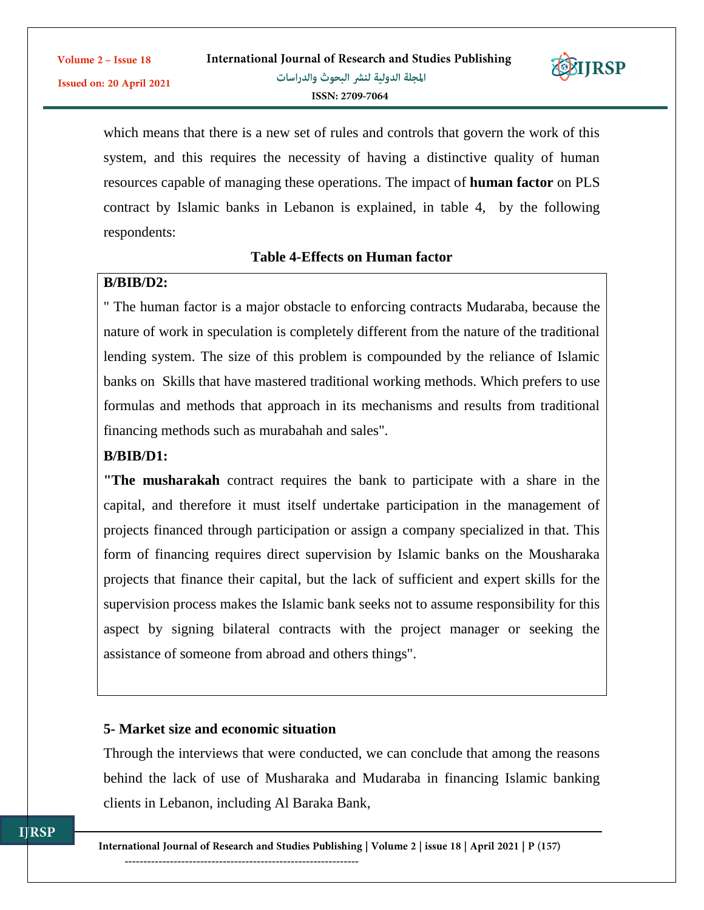which means that there is a new set of rules and controls that govern the work of this system, and this requires the necessity of having a distinctive quality of human resources capable of managing these operations. The impact of **human factor** on PLS contract by Islamic banks in Lebanon is explained, in table 4, by the following respondents:

**Table 4-Effects on Human factor**

| **B/BIB/D2:** " The human factor is a major obstacle to enforcing contracts Mudaraba, because the nature of work in speculation is completely different from the nature of the traditional lending system. The size of this problem is compounded by the reliance of Islamic banks on Skills that have mastered traditional working methods. Which prefers to use formulas and methods that approach in its mechanisms and results from traditional financing methods such as murabahah and sales". **B/BIB/D1:** **"The musharakah** contract requires the bank to participate with a share in the capital, and therefore it must itself undertake participation in the management of projects financed through participation or assign a company specialized in that. This form of financing requires direct supervision by Islamic banks on the Mousharaka projects that finance their capital, but the lack of sufficient and expert skills for the supervision process makes the Islamic bank seeks not to assume responsibility for this aspect by signing bilateral contracts with the project manager or seeking the assistance of someone from abroad and others things". |
|---|

**5- Market size and economic situation**

Through the interviews that were conducted, we can conclude that among the reasons behind the lack of use of Musharaka and Mudaraba in financing Islamic banking clients in Lebanon, including Al Baraka Bank,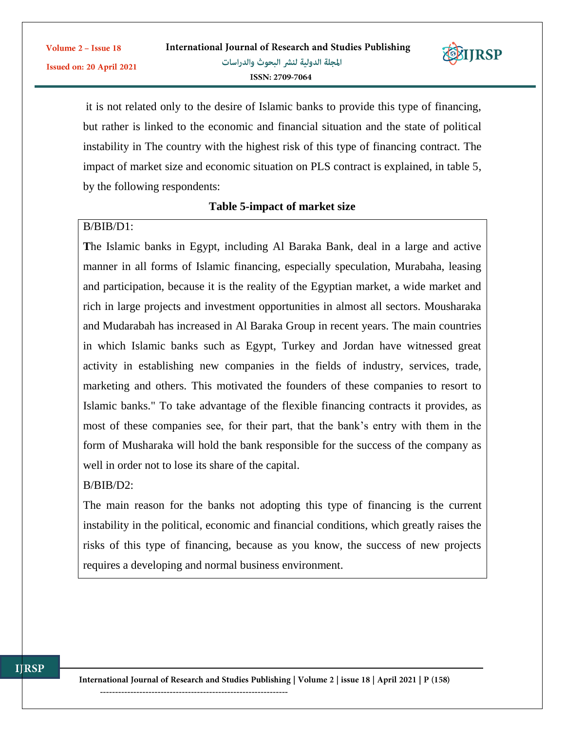it is not related only to the desire of Islamic banks to provide this type of financing, but rather is linked to the economic and financial situation and the state of political instability in The country with the highest risk of this type of financing contract. The impact of market size and economic situation on PLS contract is explained, in table 5, by the following respondents:

**Table 5-impact of market size**

| B/BIB/D1: |
|---|
| **T**he Islamic banks in Egypt, including Al Baraka Bank, deal in a large and active manner in all forms of Islamic financing, especially speculation, Murabaha, leasing and participation, because it is the reality of the Egyptian market, a wide market and rich in large projects and investment opportunities in almost all sectors. Mousharaka and Mudarabah has increased in Al Baraka Group in recent years. The main countries in which Islamic banks such as Egypt, Turkey and Jordan have witnessed great activity in establishing new companies in the fields of industry, services, trade, marketing and others. This motivated the founders of these companies to resort to Islamic banks." To take advantage of the flexible financing contracts it provides, as most of these companies see, for their part, that the bank's entry with them in the form of Musharaka will hold the bank responsible for the success of the company as well in order not to lose its share of the capital. |
| B/BIB/D2: |
| The main reason for the banks not adopting this type of financing is the current instability in the political, economic and financial conditions, which greatly raises the risks of this type of financing, because as you know, the success of new projects requires a developing and normal business environment. |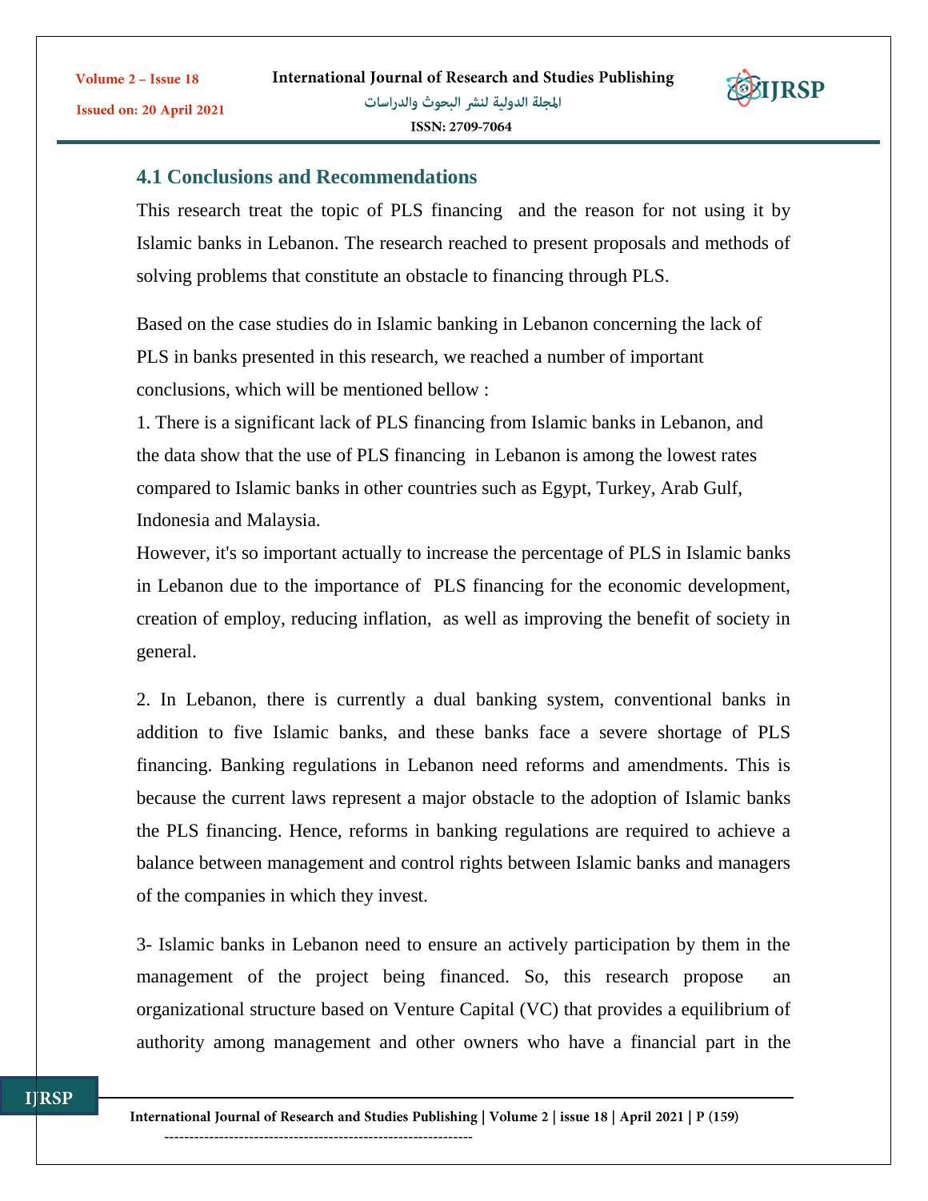## 4.1 Conclusions and Recommendations

This research treat the topic of PLS financing and the reason for not using it by Islamic banks in Lebanon. The research reached to present proposals and methods of solving problems that constitute an obstacle to financing through PLS.

Based on the case studies do in Islamic banking in Lebanon concerning the lack of PLS in banks presented in this research, we reached a number of important conclusions, which will be mentioned bellow :

1. There is a significant lack of PLS financing from Islamic banks in Lebanon, and the data show that the use of PLS financing in Lebanon is among the lowest rates compared to Islamic banks in other countries such as Egypt, Turkey, Arab Gulf, Indonesia and Malaysia.

However, it's so important actually to increase the percentage of PLS in Islamic banks in Lebanon due to the importance of PLS financing for the economic development, creation of employ, reducing inflation, as well as improving the benefit of society in general.

2. In Lebanon, there is currently a dual banking system, conventional banks in addition to five Islamic banks, and these banks face a severe shortage of PLS financing. Banking regulations in Lebanon need reforms and amendments. This is because the current laws represent a major obstacle to the adoption of Islamic banks the PLS financing. Hence, reforms in banking regulations are required to achieve a balance between management and control rights between Islamic banks and managers of the companies in which they invest.

3- Islamic banks in Lebanon need to ensure an actively participation by them in the management of the project being financed. So, this research propose an organizational structure based on Venture Capital (VC) that provides a equilibrium of authority among management and other owners who have a financial part in the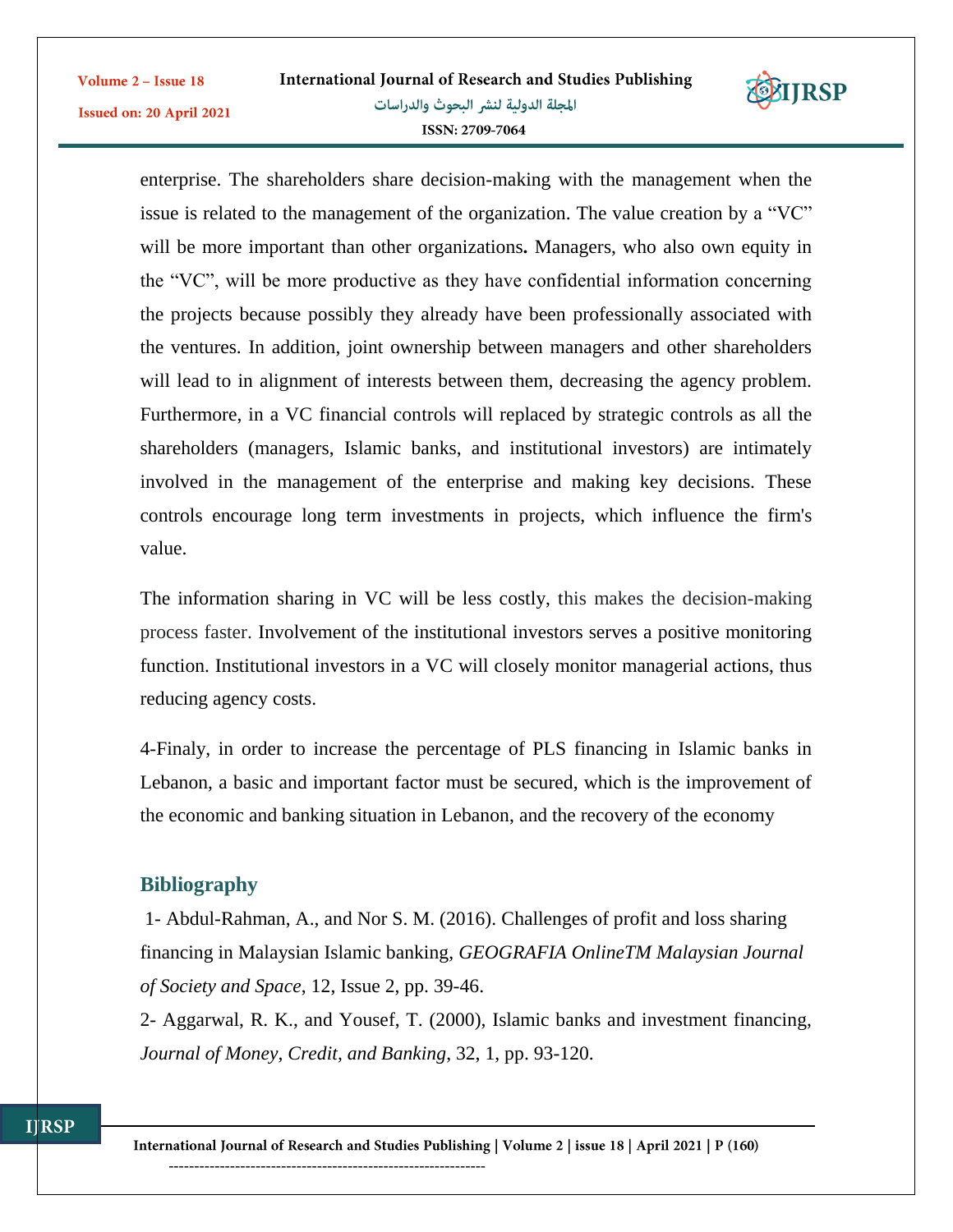enterprise. The shareholders share decision-making with the management when the issue is related to the management of the organization. The value creation by a "VC" will be more important than other organizations**.** Managers, who also own equity in the "VC", will be more productive as they have confidential information concerning the projects because possibly they already have been professionally associated with the ventures. In addition, joint ownership between managers and other shareholders will lead to in alignment of interests between them, decreasing the agency problem. Furthermore, in a VC financial controls will replaced by strategic controls as all the shareholders (managers, Islamic banks, and institutional investors) are intimately involved in the management of the enterprise and making key decisions. These controls encourage long term investments in projects, which influence the firm's value.

The information sharing in VC will be less costly, this makes the decision-making process faster. Involvement of the institutional investors serves a positive monitoring function. Institutional investors in a VC will closely monitor managerial actions, thus reducing agency costs.

4-Finaly, in order to increase the percentage of PLS financing in Islamic banks in Lebanon, a basic and important factor must be secured, which is the improvement of the economic and banking situation in Lebanon, and the recovery of the economy

## Bibliography

1- Abdul-Rahman, A., and Nor S. M. (2016). Challenges of profit and loss sharing financing in Malaysian Islamic banking, *GEOGRAFIA OnlineTM Malaysian Journal of Society and Space*, 12, Issue 2, pp. 39-46.

2- Aggarwal, R. K., and Yousef, T. (2000), Islamic banks and investment financing, *Journal of Money, Credit, and Banking*, 32, 1, pp. 93-120.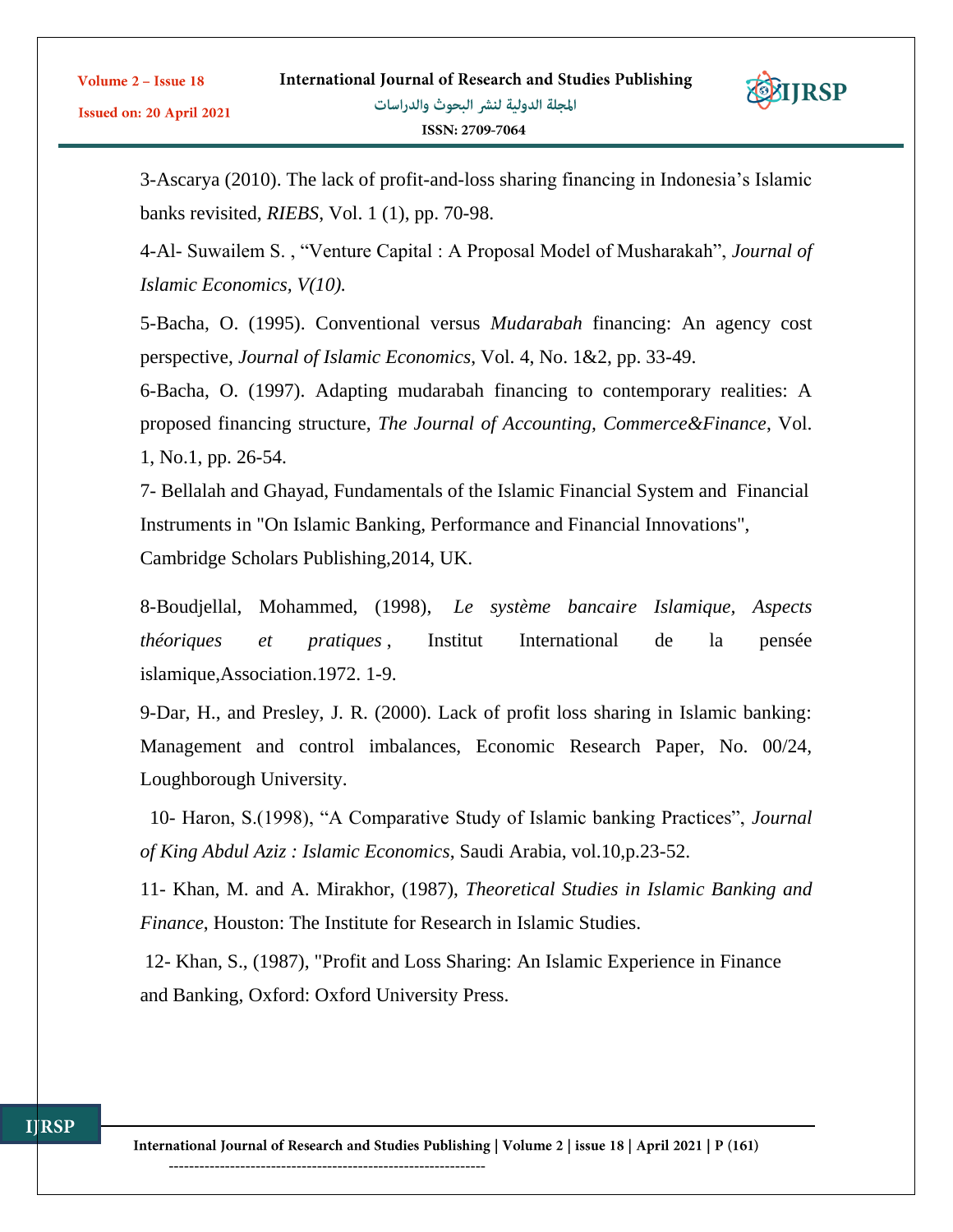3-Ascarya (2010). The lack of profit-and-loss sharing financing in Indonesia's Islamic banks revisited, *RIEBS*, Vol. 1 (1), pp. 70-98.

4-Al- Suwailem S. , "Venture Capital : A Proposal Model of Musharakah", *Journal of Islamic Economics, V(10).*

5-Bacha, O. (1995). Conventional versus *Mudarabah* financing: An agency cost perspective, *Journal of Islamic Economics*, Vol. 4, No. 1&2, pp. 33-49.

6-Bacha, O. (1997). Adapting mudarabah financing to contemporary realities: A proposed financing structure, *The Journal of Accounting, Commerce&Finance*, Vol. 1, No.1, pp. 26-54.

7- Bellalah and Ghayad, Fundamentals of the Islamic Financial System and Financial Instruments in "On Islamic Banking, Performance and Financial Innovations", Cambridge Scholars Publishing,2014, UK.

8-Boudjellal, Mohammed, (1998), *Le système bancaire Islamique, Aspects théoriques et pratiques*, Institut International de la pensée islamique,Association.1972. 1-9.

9-Dar, H., and Presley, J. R. (2000). Lack of profit loss sharing in Islamic banking: Management and control imbalances, Economic Research Paper, No. 00/24, Loughborough University.

10- Haron, S.(1998), "A Comparative Study of Islamic banking Practices", *Journal of King Abdul Aziz : Islamic Economics*, Saudi Arabia, vol.10,p.23-52.

11- Khan, M. and A. Mirakhor, (1987), *Theoretical Studies in Islamic Banking and Finance*, Houston: The Institute for Research in Islamic Studies.

12- Khan, S., (1987), "Profit and Loss Sharing: An Islamic Experience in Finance and Banking, Oxford: Oxford University Press.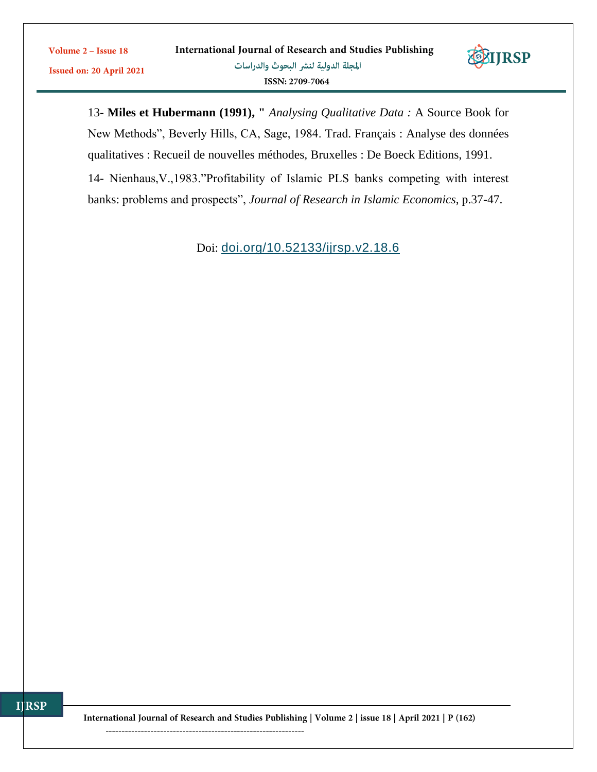13- **Miles et Hubermann (1991), "** *Analysing Qualitative Data :* A Source Book for New Methods", Beverly Hills, CA, Sage, 1984. Trad. Français : Analyse des données qualitatives : Recueil de nouvelles méthodes, Bruxelles : De Boeck Editions, 1991.

14- Nienhaus,V.,1983."Profitability of Islamic PLS banks competing with interest banks: problems and prospects", *Journal of Research in Islamic Economics*, p.37-47.

Doi: doi.org/10.52133/ijrsp.v2.18.6